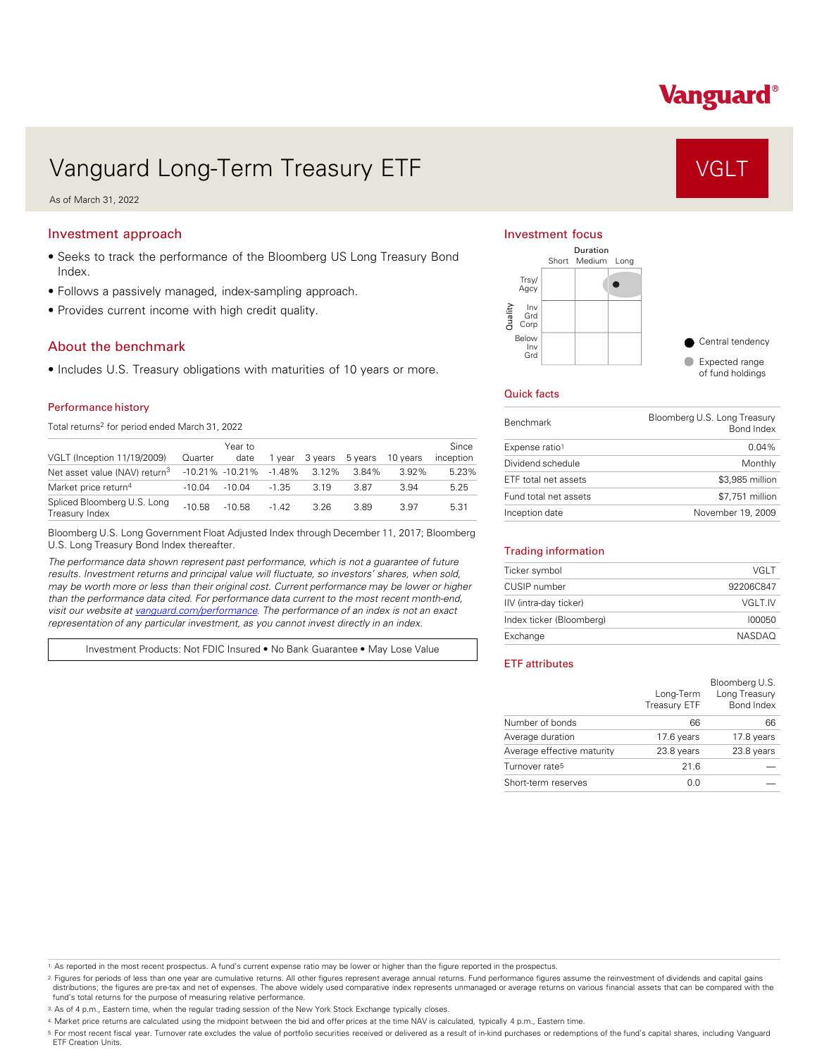Vanguard®

# Vanguard Long-Term Treasury ETF

**VGLT**

As of March 31, 2022

## Investment approach

- Seeks to track the performance of the Bloomberg US Long Treasury Bond Index.
- Follows a passively managed, index-sampling approach.
- Provides current income with high credit quality.

## About the benchmark

- Includes U.S. Treasury obligations with maturities of 10 years or more.

### Performance history

Total returns[2] for period ended March 31, 2022

| VGLT (Inception 11/19/2009) | Quarter | Year to date | 1 year | 3 years | 5 years | 10 years | Since inception |
|---|---|---|---|---|---|---|---|
| Net asset value (NAV) return[3] | -10.21% | -10.21% | -1.48% | 3.12% | 3.84% | 3.92% | 5.23% |
| Market price return[4] | -10.04 | -10.04 | -1.35 | 3.19 | 3.87 | 3.94 | 5.25 |
| Spliced Bloomberg U.S. Long Treasury Index | -10.58 | -10.58 | -1.42 | 3.26 | 3.89 | 3.97 | 5.31 |

Bloomberg U.S. Long Government Float Adjusted Index through December 11, 2017; Bloomberg U.S. Long Treasury Bond Index thereafter.

*The performance data shown represent past performance, which is not a guarantee of future results. Investment returns and principal value will fluctuate, so investors' shares, when sold, may be worth more or less than their original cost. Current performance may be lower or higher than the performance data cited. For performance data current to the most recent month-end, visit our website at vanguard.com/performance. The performance of an index is not an exact representation of any particular investment, as you cannot invest directly in an index.*

Investment Products: Not FDIC Insured • No Bank Guarantee • May Lose Value

## Investment focus

| Quality \ Duration | Short | Medium | Long |
|---|---|---|---|
| Trsy/Agcy | | | ● |
| Inv Grd Corp | | | |
| Below Inv Grd | | | |

● Central tendency
● Expected range of fund holdings

## Quick facts

| | |
|---|---|
| Benchmark | Bloomberg U.S. Long Treasury Bond Index |
| Expense ratio[1] | 0.04% |
| Dividend schedule | Monthly |
| ETF total net assets | $3,985 million |
| Fund total net assets | $7,751 million |
| Inception date | November 19, 2009 |

## Trading information

| | |
|---|---|
| Ticker symbol | VGLT |
| CUSIP number | 92206C847 |
| IIV (intra-day ticker) | VGLT.IV |
| Index ticker (Bloomberg) | I00050 |
| Exchange | NASDAQ |

## ETF attributes

| | Long-Term Treasury ETF | Bloomberg U.S. Long Treasury Bond Index |
|---|---|---|
| Number of bonds | 66 | 66 |
| Average duration | 17.6 years | 17.8 years |
| Average effective maturity | 23.8 years | 23.8 years |
| Turnover rate[5] | 21.6 | — |
| Short-term reserves | 0.0 | — |

1. As reported in the most recent prospectus. A fund's current expense ratio may be lower or higher than the figure reported in the prospectus.
2. Figures for periods of less than one year are cumulative returns. All other figures represent average annual returns. Fund performance figures assume the reinvestment of dividends and capital gains distributions; the figures are pre-tax and net of expenses. The above widely used comparative index represents unmanaged or average returns on various financial assets that can be compared with the fund's total returns for the purpose of measuring relative performance.
3. As of 4 p.m., Eastern time, when the regular trading session of the New York Stock Exchange typically closes.
4. Market price returns are calculated using the midpoint between the bid and offer prices at the time NAV is calculated, typically 4 p.m., Eastern time.
5. For most recent fiscal year. Turnover rate excludes the value of portfolio securities received or delivered as a result of in-kind purchases or redemptions of the fund's capital shares, including Vanguard ETF Creation Units.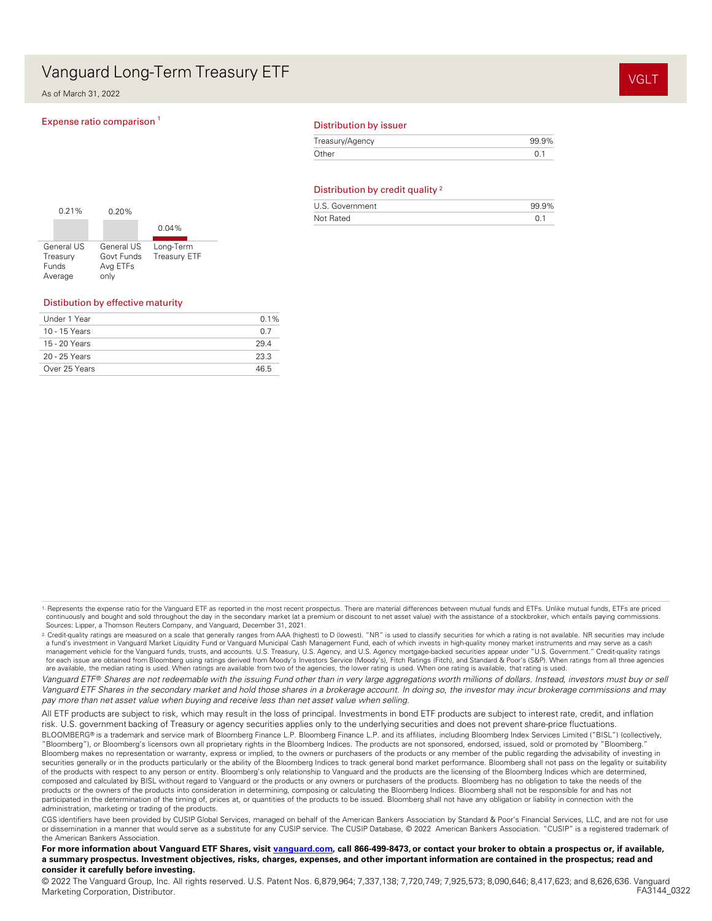# Vanguard Long-Term Treasury ETF

As of March 31, 2022

VGLT

## Expense ratio comparison [1]

0.21%
General US Treasury Funds Average

0.20%
General US Govt Funds Avg ETFs only

0.04%
Long-Term Treasury ETF

## Distibution by effective maturity

| | |
|---|---|
| Under 1 Year | 0.1% |
| 10 - 15 Years | 0.7 |
| 15 - 20 Years | 29.4 |
| 20 - 25 Years | 23.3 |
| Over 25 Years | 46.5 |

## Distribution by issuer

| | |
|---|---|
| Treasury/Agency | 99.9% |
| Other | 0.1 |

## Distribution by credit quality [2]

| | |
|---|---|
| U.S. Government | 99.9% |
| Not Rated | 0.1 |

1. Represents the expense ratio for the Vanguard ETF as reported in the most recent prospectus. There are material differences between mutual funds and ETFs. Unlike mutual funds, ETFs are priced continuously and bought and sold throughout the day in the secondary market (at a premium or discount to net asset value) with the assistance of a stockbroker, which entails paying commissions. Sources: Lipper, a Thomson Reuters Company, and Vanguard, December 31, 2021.

2. Credit-quality ratings are measured on a scale that generally ranges from AAA (highest) to D (lowest). "NR" is used to classify securities for which a rating is not available. NR securities may include a fund's investment in Vanguard Market Liquidity Fund or Vanguard Municipal Cash Management Fund, each of which invests in high-quality money market instruments and may serve as a cash management vehicle for the Vanguard funds, trusts, and accounts. U.S. Treasury, U.S. Agency, and U.S. Agency mortgage-backed securities appear under "U.S. Government." Credit-quality ratings for each issue are obtained from Bloomberg using ratings derived from Moody's Investors Service (Moody's), Fitch Ratings (Fitch), and Standard & Poor's (S&P). When ratings from all three agencies are available, the median rating is used. When ratings are available from two of the agencies, the lower rating is used. When one rating is available, that rating is used.

*Vanguard ETF® Shares are not redeemable with the issuing Fund other than in very large aggregations worth millions of dollars. Instead, investors must buy or sell Vanguard ETF Shares in the secondary market and hold those shares in a brokerage account. In doing so, the investor may incur brokerage commissions and may pay more than net asset value when buying and receive less than net asset value when selling.*

All ETF products are subject to risk, which may result in the loss of principal. Investments in bond ETF products are subject to interest rate, credit, and inflation risk. U.S. government backing of Treasury or agency securities applies only to the underlying securities and does not prevent share-price fluctuations.

BLOOMBERG® is a trademark and service mark of Bloomberg Finance L.P. Bloomberg Finance L.P. and its affiliates, including Bloomberg Index Services Limited ("BISL") (collectively, "Bloomberg"), or Bloomberg's licensors own all proprietary rights in the Bloomberg Indices. The products are not sponsored, endorsed, issued, sold or promoted by "Bloomberg." Bloomberg makes no representation or warranty, express or implied, to the owners or purchasers of the products or any member of the public regarding the advisability of investing in securities generally or in the products particularly or the ability of the Bloomberg Indices to track general bond market performance. Bloomberg shall not pass on the legality or suitability of the products with respect to any person or entity. Bloomberg's only relationship to Vanguard and the products are the licensing of the Bloomberg Indices which are determined, composed and calculated by BISL without regard to Vanguard or the products or any owners or purchasers of the products. Bloomberg has no obligation to take the needs of the products or the owners of the products into consideration in determining, composing or calculating the Bloomberg Indices. Bloomberg shall not be responsible for and has not participated in the determination of the timing of, prices at, or quantities of the products to be issued. Bloomberg shall not have any obligation or liability in connection with the administration, marketing or trading of the products.

CGS identifiers have been provided by CUSIP Global Services, managed on behalf of the American Bankers Association by Standard & Poor's Financial Services, LLC, and are not for use or dissemination in a manner that would serve as a substitute for any CUSIP service. The CUSIP Database, © 2022 American Bankers Association. "CUSIP" is a registered trademark of the American Bankers Association.

**For more information about Vanguard ETF Shares, visit vanguard.com, call 866-499-8473, or contact your broker to obtain a prospectus or, if available, a summary prospectus. Investment objectives, risks, charges, expenses, and other important information are contained in the prospectus; read and consider it carefully before investing.**

© 2022 The Vanguard Group, Inc. All rights reserved. U.S. Patent Nos. 6,879,964; 7,337,138; 7,720,749; 7,925,573; 8,090,646; 8,417,623; and 8,626,636. Vanguard Marketing Corporation, Distributor.

FA3144_0322